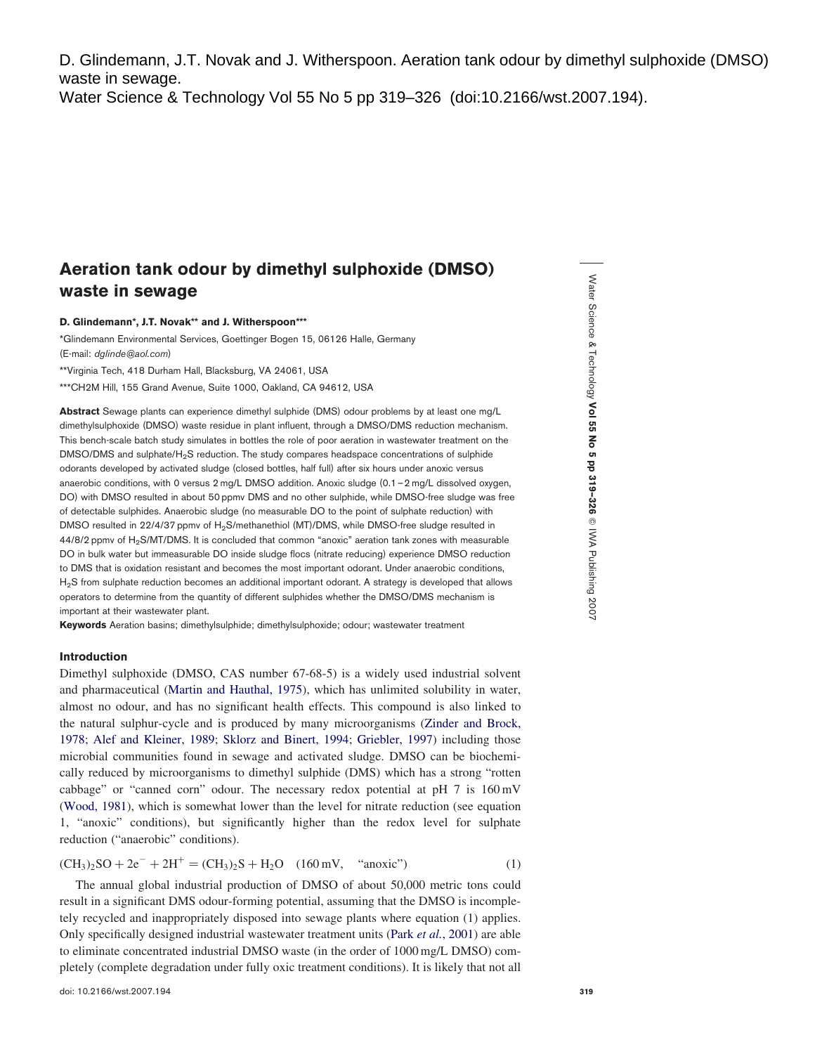D. Glindemann, J.T. Novak and J. Witherspoon. Aeration tank odour by dimethyl sulphoxide (DMSO) waste in sewage.
Water Science & Technology Vol 55 No 5 pp 319–326 (doi:10.2166/wst.2007.194).

# Aeration tank odour by dimethyl sulphoxide (DMSO) waste in sewage

**D. Glindemann\*, J.T. Novak\*\* and J. Witherspoon\*\*\***

\*Glindemann Environmental Services, Goettinger Bogen 15, 06126 Halle, Germany
(E-mail: *dglinde@aol.com*)

\*\*Virginia Tech, 418 Durham Hall, Blacksburg, VA 24061, USA

\*\*\*CH2M Hill, 155 Grand Avenue, Suite 1000, Oakland, CA 94612, USA

**Abstract** Sewage plants can experience dimethyl sulphide (DMS) odour problems by at least one mg/L dimethylsulphoxide (DMSO) waste residue in plant influent, through a DMSO/DMS reduction mechanism. This bench-scale batch study simulates in bottles the role of poor aeration in wastewater treatment on the DMSO/DMS and sulphate/$H_2S$ reduction. The study compares headspace concentrations of sulphide odorants developed by activated sludge (closed bottles, half full) after six hours under anoxic versus anaerobic conditions, with 0 versus 2 mg/L DMSO addition. Anoxic sludge (0.1 – 2 mg/L dissolved oxygen, DO) with DMSO resulted in about 50 ppmv DMS and no other sulphide, while DMSO-free sludge was free of detectable sulphides. Anaerobic sludge (no measurable DO to the point of sulphate reduction) with DMSO resulted in 22/4/37 ppmv of $H_2S$/methanethiol (MT)/DMS, while DMSO-free sludge resulted in 44/8/2 ppmv of $H_2S$/MT/DMS. It is concluded that common "anoxic" aeration tank zones with measurable DO in bulk water but immeasurable DO inside sludge flocs (nitrate reducing) experience DMSO reduction to DMS that is oxidation resistant and becomes the most important odorant. Under anaerobic conditions, $H_2S$ from sulphate reduction becomes an additional important odorant. A strategy is developed that allows operators to determine from the quantity of different sulphides whether the DMSO/DMS mechanism is important at their wastewater plant.

**Keywords** Aeration basins; dimethylsulphide; dimethylsulphoxide; odour; wastewater treatment

## Introduction

Dimethyl sulphoxide (DMSO, CAS number 67-68-5) is a widely used industrial solvent and pharmaceutical (Martin and Hauthal, 1975), which has unlimited solubility in water, almost no odour, and has no significant health effects. This compound is also linked to the natural sulphur-cycle and is produced by many microorganisms (Zinder and Brock, 1978; Alef and Kleiner, 1989; Sklorz and Binert, 1994; Griebler, 1997) including those microbial communities found in sewage and activated sludge. DMSO can be biochemically reduced by microorganisms to dimethyl sulphide (DMS) which has a strong "rotten cabbage" or "canned corn" odour. The necessary redox potential at pH 7 is 160 mV (Wood, 1981), which is somewhat lower than the level for nitrate reduction (see equation 1, "anoxic" conditions), but significantly higher than the redox level for sulphate reduction ("anaerobic" conditions).

$$(CH_3)_2SO + 2e^- + 2H^+ = (CH_3)_2S + H_2O \quad (160\,\text{mV}, \quad \text{"anoxic"}) \tag{1}$$

The annual global industrial production of DMSO of about 50,000 metric tons could result in a significant DMS odour-forming potential, assuming that the DMSO is incompletely recycled and inappropriately disposed into sewage plants where equation (1) applies. Only specifically designed industrial wastewater treatment units (Park *et al.*, 2001) are able to eliminate concentrated industrial DMSO waste (in the order of 1000 mg/L DMSO) completely (complete degradation under fully oxic treatment conditions). It is likely that not all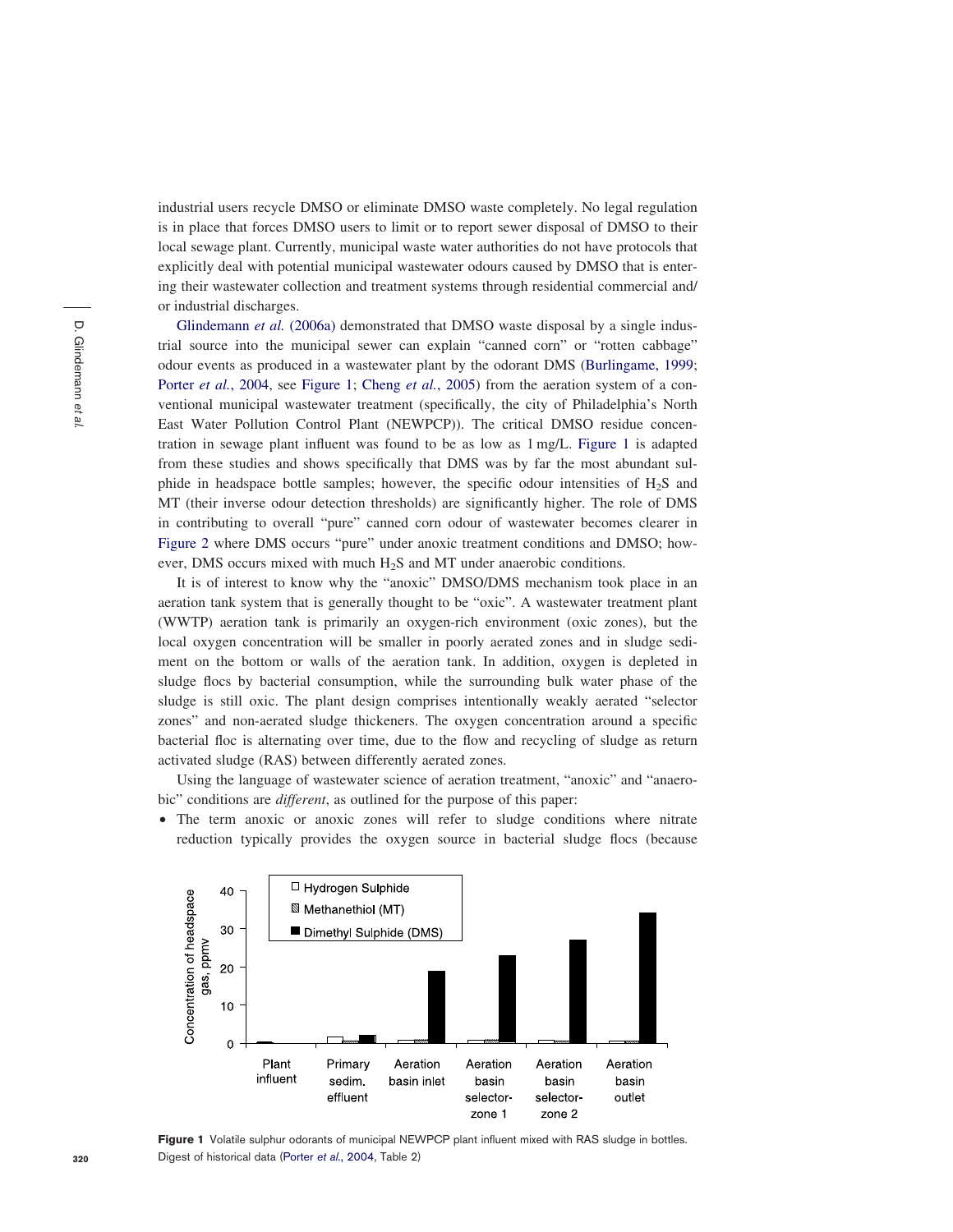industrial users recycle DMSO or eliminate DMSO waste completely. No legal regulation is in place that forces DMSO users to limit or to report sewer disposal of DMSO to their local sewage plant. Currently, municipal waste water authorities do not have protocols that explicitly deal with potential municipal wastewater odours caused by DMSO that is entering their wastewater collection and treatment systems through residential commercial and/or industrial discharges.

Glindemann *et al.* (2006a) demonstrated that DMSO waste disposal by a single industrial source into the municipal sewer can explain "canned corn" or "rotten cabbage" odour events as produced in a wastewater plant by the odorant DMS (Burlingame, 1999; Porter *et al.*, 2004, see Figure 1; Cheng *et al.*, 2005) from the aeration system of a conventional municipal wastewater treatment (specifically, the city of Philadelphia's North East Water Pollution Control Plant (NEWPCP)). The critical DMSO residue concentration in sewage plant influent was found to be as low as 1 mg/L. Figure 1 is adapted from these studies and shows specifically that DMS was by far the most abundant sulphide in headspace bottle samples; however, the specific odour intensities of $H_2S$ and MT (their inverse odour detection thresholds) are significantly higher. The role of DMS in contributing to overall "pure" canned corn odour of wastewater becomes clearer in Figure 2 where DMS occurs "pure" under anoxic treatment conditions and DMSO; however, DMS occurs mixed with much $H_2S$ and MT under anaerobic conditions.

It is of interest to know why the "anoxic" DMSO/DMS mechanism took place in an aeration tank system that is generally thought to be "oxic". A wastewater treatment plant (WWTP) aeration tank is primarily an oxygen-rich environment (oxic zones), but the local oxygen concentration will be smaller in poorly aerated zones and in sludge sediment on the bottom or walls of the aeration tank. In addition, oxygen is depleted in sludge flocs by bacterial consumption, while the surrounding bulk water phase of the sludge is still oxic. The plant design comprises intentionally weakly aerated "selector zones" and non-aerated sludge thickeners. The oxygen concentration around a specific bacterial floc is alternating over time, due to the flow and recycling of sludge as return activated sludge (RAS) between differently aerated zones.

Using the language of wastewater science of aeration treatment, "anoxic" and "anaerobic" conditions are *different*, as outlined for the purpose of this paper:

- The term anoxic or anoxic zones will refer to sludge conditions where nitrate reduction typically provides the oxygen source in bacterial sludge flocs (because

**Figure 1** Volatile sulphur odorants of municipal NEWPCP plant influent mixed with RAS sludge in bottles. Digest of historical data (Porter *et al.*, 2004, Table 2)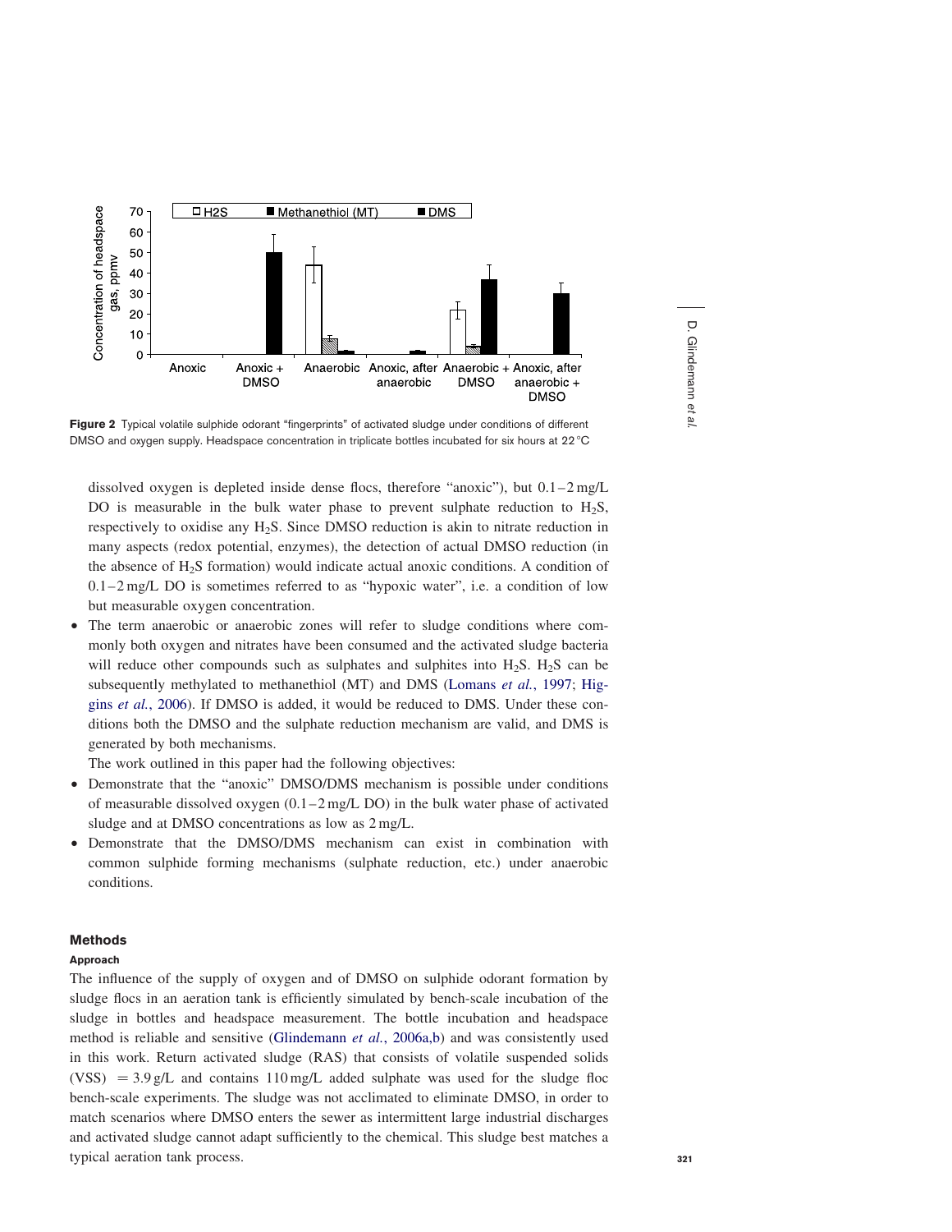Figure 2 Typical volatile sulphide odorant "fingerprints" of activated sludge under conditions of different DMSO and oxygen supply. Headspace concentration in triplicate bottles incubated for six hours at 22 °C

dissolved oxygen is depleted inside dense flocs, therefore "anoxic"), but 0.1–2 mg/L DO is measurable in the bulk water phase to prevent sulphate reduction to $H_2S$, respectively to oxidise any $H_2S$. Since DMSO reduction is akin to nitrate reduction in many aspects (redox potential, enzymes), the detection of actual DMSO reduction (in the absence of $H_2S$ formation) would indicate actual anoxic conditions. A condition of 0.1–2 mg/L DO is sometimes referred to as "hypoxic water", i.e. a condition of low but measurable oxygen concentration.

- The term anaerobic or anaerobic zones will refer to sludge conditions where commonly both oxygen and nitrates have been consumed and the activated sludge bacteria will reduce other compounds such as sulphates and sulphites into $H_2S$. $H_2S$ can be subsequently methylated to methanethiol (MT) and DMS (Lomans *et al.*, 1997; Higgins *et al.*, 2006). If DMSO is added, it would be reduced to DMS. Under these conditions both the DMSO and the sulphate reduction mechanism are valid, and DMS is generated by both mechanisms.

The work outlined in this paper had the following objectives:

- Demonstrate that the "anoxic" DMSO/DMS mechanism is possible under conditions of measurable dissolved oxygen (0.1–2 mg/L DO) in the bulk water phase of activated sludge and at DMSO concentrations as low as 2 mg/L.
- Demonstrate that the DMSO/DMS mechanism can exist in combination with common sulphide forming mechanisms (sulphate reduction, etc.) under anaerobic conditions.

## Methods

### Approach

The influence of the supply of oxygen and of DMSO on sulphide odorant formation by sludge flocs in an aeration tank is efficiently simulated by bench-scale incubation of the sludge in bottles and headspace measurement. The bottle incubation and headspace method is reliable and sensitive (Glindemann *et al.*, 2006a,b) and was consistently used in this work. Return activated sludge (RAS) that consists of volatile suspended solids (VSS) = 3.9 g/L and contains 110 mg/L added sulphate was used for the sludge floc bench-scale experiments. The sludge was not acclimated to eliminate DMSO, in order to match scenarios where DMSO enters the sewer as intermittent large industrial discharges and activated sludge cannot adapt sufficiently to the chemical. This sludge best matches a typical aeration tank process.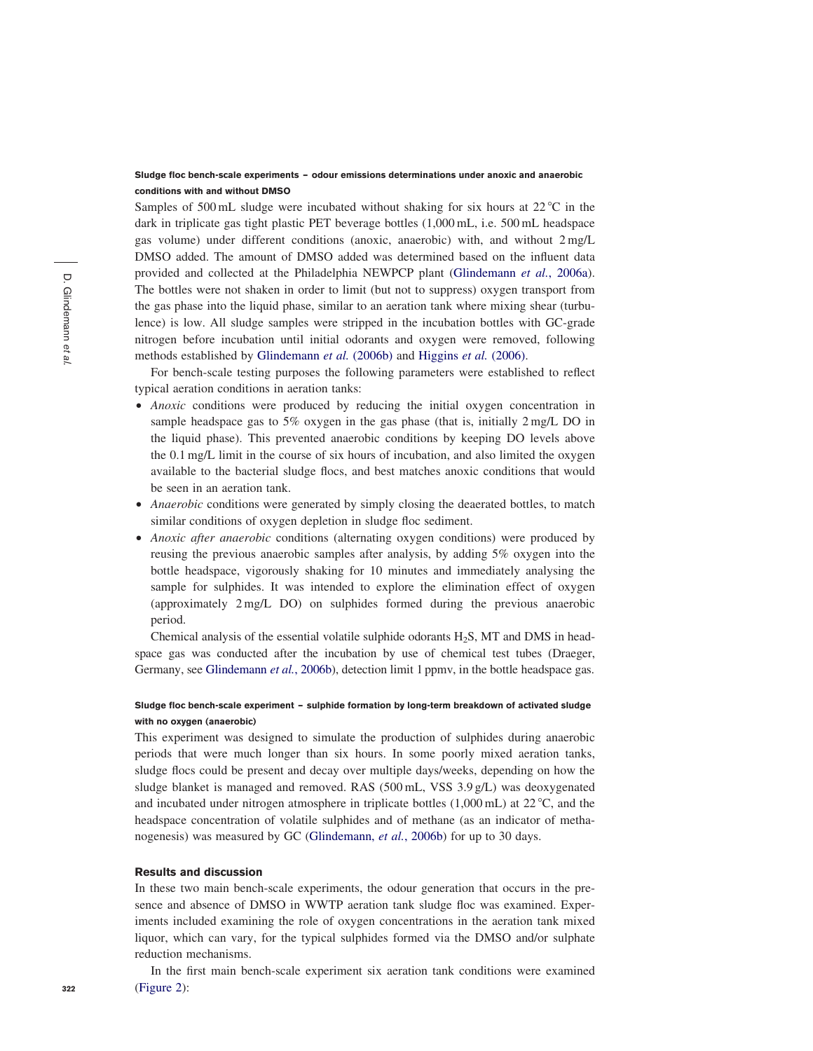### Sludge floc bench-scale experiments – odour emissions determinations under anoxic and anaerobic conditions with and without DMSO

Samples of 500 mL sludge were incubated without shaking for six hours at 22 °C in the dark in triplicate gas tight plastic PET beverage bottles (1,000 mL, i.e. 500 mL headspace gas volume) under different conditions (anoxic, anaerobic) with, and without 2 mg/L DMSO added. The amount of DMSO added was determined based on the influent data provided and collected at the Philadelphia NEWPCP plant (Glindemann *et al.*, 2006a). The bottles were not shaken in order to limit (but not to suppress) oxygen transport from the gas phase into the liquid phase, similar to an aeration tank where mixing shear (turbulence) is low. All sludge samples were stripped in the incubation bottles with GC-grade nitrogen before incubation until initial odorants and oxygen were removed, following methods established by Glindemann *et al.* (2006b) and Higgins *et al.* (2006).

For bench-scale testing purposes the following parameters were established to reflect typical aeration conditions in aeration tanks:

- *Anoxic* conditions were produced by reducing the initial oxygen concentration in sample headspace gas to 5% oxygen in the gas phase (that is, initially 2 mg/L DO in the liquid phase). This prevented anaerobic conditions by keeping DO levels above the 0.1 mg/L limit in the course of six hours of incubation, and also limited the oxygen available to the bacterial sludge flocs, and best matches anoxic conditions that would be seen in an aeration tank.
- *Anaerobic* conditions were generated by simply closing the deaerated bottles, to match similar conditions of oxygen depletion in sludge floc sediment.
- *Anoxic after anaerobic* conditions (alternating oxygen conditions) were produced by reusing the previous anaerobic samples after analysis, by adding 5% oxygen into the bottle headspace, vigorously shaking for 10 minutes and immediately analysing the sample for sulphides. It was intended to explore the elimination effect of oxygen (approximately 2 mg/L DO) on sulphides formed during the previous anaerobic period.

Chemical analysis of the essential volatile sulphide odorants $H_2S$, MT and DMS in headspace gas was conducted after the incubation by use of chemical test tubes (Draeger, Germany, see Glindemann *et al.*, 2006b), detection limit 1 ppmv, in the bottle headspace gas.

### Sludge floc bench-scale experiment – sulphide formation by long-term breakdown of activated sludge with no oxygen (anaerobic)

This experiment was designed to simulate the production of sulphides during anaerobic periods that were much longer than six hours. In some poorly mixed aeration tanks, sludge flocs could be present and decay over multiple days/weeks, depending on how the sludge blanket is managed and removed. RAS (500 mL, VSS 3.9 g/L) was deoxygenated and incubated under nitrogen atmosphere in triplicate bottles (1,000 mL) at 22 °C, and the headspace concentration of volatile sulphides and of methane (as an indicator of methanogenesis) was measured by GC (Glindemann, *et al.*, 2006b) for up to 30 days.

## Results and discussion

In these two main bench-scale experiments, the odour generation that occurs in the presence and absence of DMSO in WWTP aeration tank sludge floc was examined. Experiments included examining the role of oxygen concentrations in the aeration tank mixed liquor, which can vary, for the typical sulphides formed via the DMSO and/or sulphate reduction mechanisms.

In the first main bench-scale experiment six aeration tank conditions were examined (Figure 2):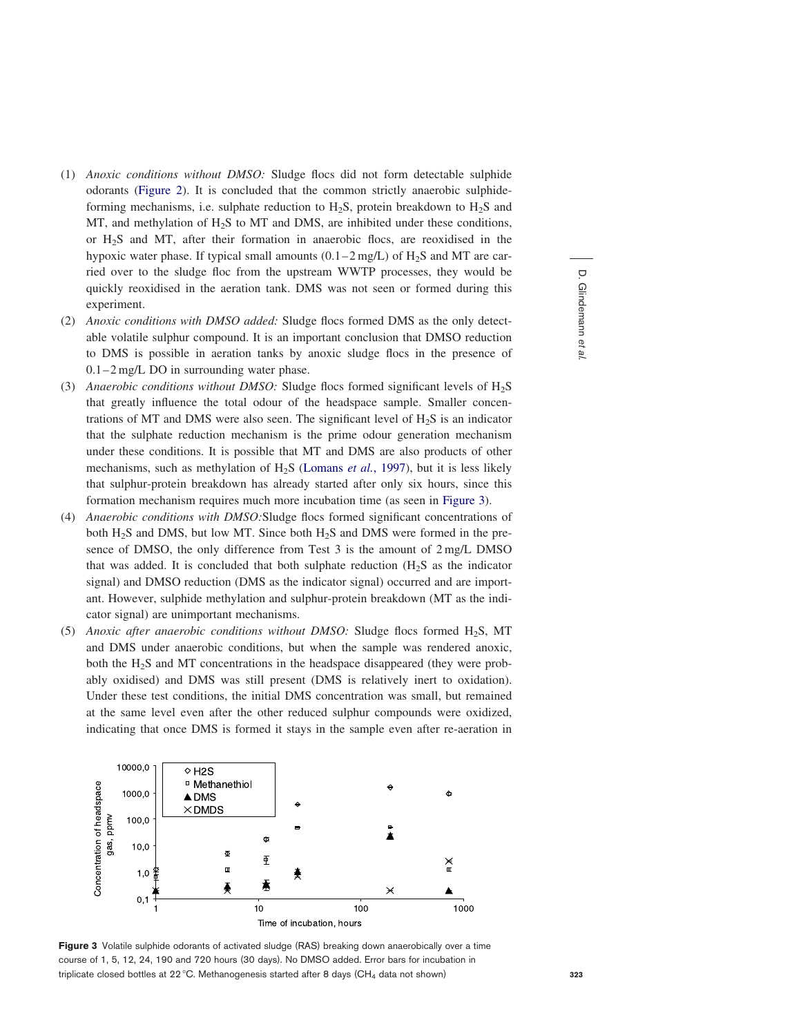(1) *Anoxic conditions without DMSO:* Sludge flocs did not form detectable sulphide odorants (Figure 2). It is concluded that the common strictly anaerobic sulphide-forming mechanisms, i.e. sulphate reduction to $H_2S$, protein breakdown to $H_2S$ and MT, and methylation of $H_2S$ to MT and DMS, are inhibited under these conditions, or $H_2S$ and MT, after their formation in anaerobic flocs, are reoxidised in the hypoxic water phase. If typical small amounts (0.1–2 mg/L) of $H_2S$ and MT are carried over to the sludge floc from the upstream WWTP processes, they would be quickly reoxidised in the aeration tank. DMS was not seen or formed during this experiment.

(2) *Anoxic conditions with DMSO added:* Sludge flocs formed DMS as the only detectable volatile sulphur compound. It is an important conclusion that DMSO reduction to DMS is possible in aeration tanks by anoxic sludge flocs in the presence of 0.1–2 mg/L DO in surrounding water phase.

(3) *Anaerobic conditions without DMSO:* Sludge flocs formed significant levels of $H_2S$ that greatly influence the total odour of the headspace sample. Smaller concentrations of MT and DMS were also seen. The significant level of $H_2S$ is an indicator that the sulphate reduction mechanism is the prime odour generation mechanism under these conditions. It is possible that MT and DMS are also products of other mechanisms, such as methylation of $H_2S$ (Lomans *et al.*, 1997), but it is less likely that sulphur-protein breakdown has already started after only six hours, since this formation mechanism requires much more incubation time (as seen in Figure 3).

(4) *Anaerobic conditions with DMSO:* Sludge flocs formed significant concentrations of both $H_2S$ and DMS, but low MT. Since both $H_2S$ and DMS were formed in the presence of DMSO, the only difference from Test 3 is the amount of 2 mg/L DMSO that was added. It is concluded that both sulphate reduction ($H_2S$ as the indicator signal) and DMSO reduction (DMS as the indicator signal) occurred and are important. However, sulphide methylation and sulphur-protein breakdown (MT as the indicator signal) are unimportant mechanisms.

(5) *Anoxic after anaerobic conditions without DMSO:* Sludge flocs formed $H_2S$, MT and DMS under anaerobic conditions, but when the sample was rendered anoxic, both the $H_2S$ and MT concentrations in the headspace disappeared (they were probably oxidised) and DMS was still present (DMS is relatively inert to oxidation). Under these test conditions, the initial DMS concentration was small, but remained at the same level even after the other reduced sulphur compounds were oxidized, indicating that once DMS is formed it stays in the sample even after re-aeration in

**Figure 3** Volatile sulphide odorants of activated sludge (RAS) breaking down anaerobically over a time course of 1, 5, 12, 24, 190 and 720 hours (30 days). No DMSO added. Error bars for incubation in triplicate closed bottles at 22 °C. Methanogenesis started after 8 days ($CH_4$ data not shown)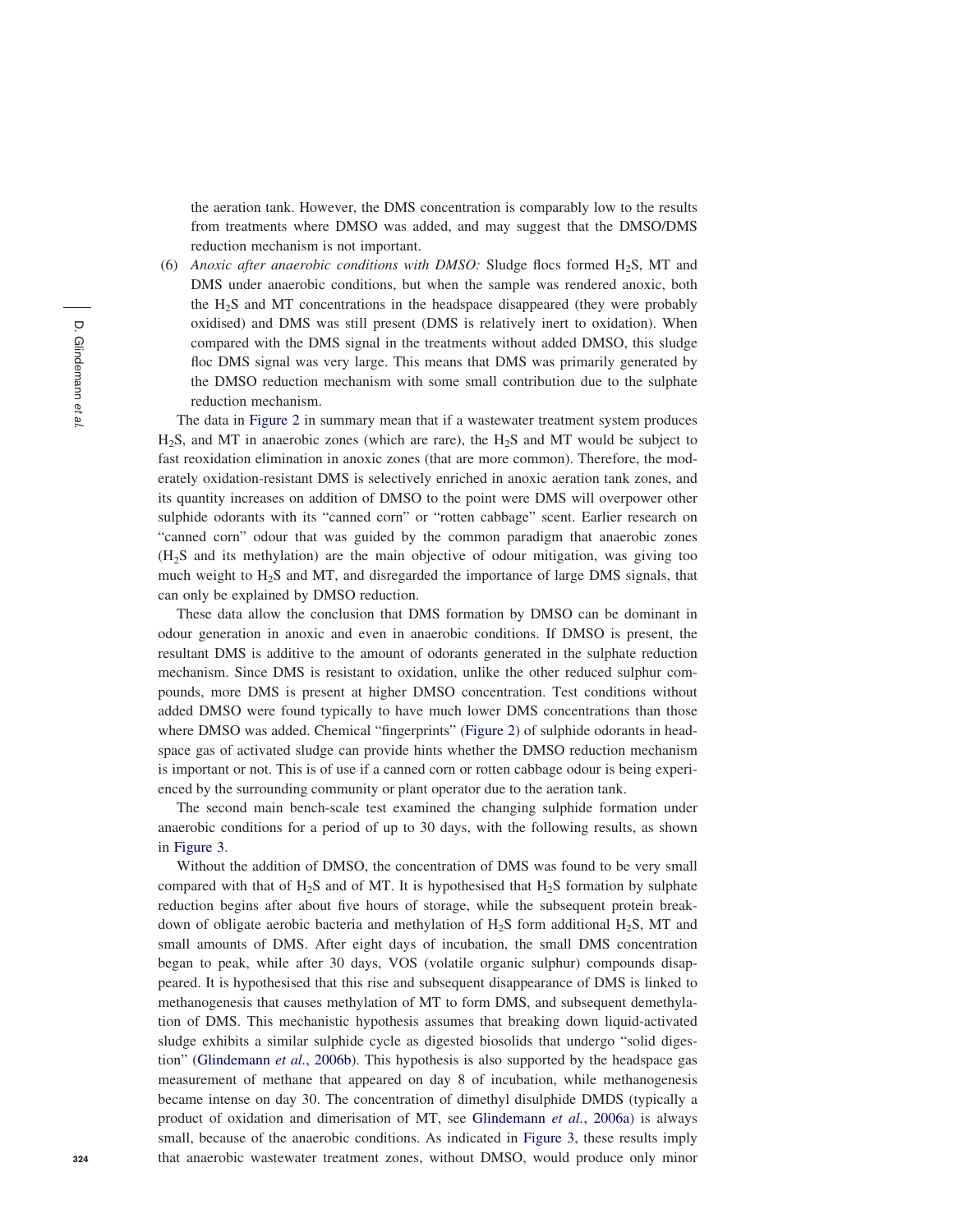the aeration tank. However, the DMS concentration is comparably low to the results from treatments where DMSO was added, and may suggest that the DMSO/DMS reduction mechanism is not important.

(6) *Anoxic after anaerobic conditions with DMSO:* Sludge flocs formed $H_2S$, MT and DMS under anaerobic conditions, but when the sample was rendered anoxic, both the $H_2S$ and MT concentrations in the headspace disappeared (they were probably oxidised) and DMS was still present (DMS is relatively inert to oxidation). When compared with the DMS signal in the treatments without added DMSO, this sludge floc DMS signal was very large. This means that DMS was primarily generated by the DMSO reduction mechanism with some small contribution due to the sulphate reduction mechanism.

The data in Figure 2 in summary mean that if a wastewater treatment system produces $H_2S$, and MT in anaerobic zones (which are rare), the $H_2S$ and MT would be subject to fast reoxidation elimination in anoxic zones (that are more common). Therefore, the moderately oxidation-resistant DMS is selectively enriched in anoxic aeration tank zones, and its quantity increases on addition of DMSO to the point were DMS will overpower other sulphide odorants with its "canned corn" or "rotten cabbage" scent. Earlier research on "canned corn" odour that was guided by the common paradigm that anaerobic zones ($H_2S$ and its methylation) are the main objective of odour mitigation, was giving too much weight to $H_2S$ and MT, and disregarded the importance of large DMS signals, that can only be explained by DMSO reduction.

These data allow the conclusion that DMS formation by DMSO can be dominant in odour generation in anoxic and even in anaerobic conditions. If DMSO is present, the resultant DMS is additive to the amount of odorants generated in the sulphate reduction mechanism. Since DMS is resistant to oxidation, unlike the other reduced sulphur compounds, more DMS is present at higher DMSO concentration. Test conditions without added DMSO were found typically to have much lower DMS concentrations than those where DMSO was added. Chemical "fingerprints" (Figure 2) of sulphide odorants in headspace gas of activated sludge can provide hints whether the DMSO reduction mechanism is important or not. This is of use if a canned corn or rotten cabbage odour is being experienced by the surrounding community or plant operator due to the aeration tank.

The second main bench-scale test examined the changing sulphide formation under anaerobic conditions for a period of up to 30 days, with the following results, as shown in Figure 3.

Without the addition of DMSO, the concentration of DMS was found to be very small compared with that of $H_2S$ and of MT. It is hypothesised that $H_2S$ formation by sulphate reduction begins after about five hours of storage, while the subsequent protein breakdown of obligate aerobic bacteria and methylation of $H_2S$ form additional $H_2S$, MT and small amounts of DMS. After eight days of incubation, the small DMS concentration began to peak, while after 30 days, VOS (volatile organic sulphur) compounds disappeared. It is hypothesised that this rise and subsequent disappearance of DMS is linked to methanogenesis that causes methylation of MT to form DMS, and subsequent demethylation of DMS. This mechanistic hypothesis assumes that breaking down liquid-activated sludge exhibits a similar sulphide cycle as digested biosolids that undergo "solid digestion" (Glindemann *et al.*, 2006b). This hypothesis is also supported by the headspace gas measurement of methane that appeared on day 8 of incubation, while methanogenesis became intense on day 30. The concentration of dimethyl disulphide DMDS (typically a product of oxidation and dimerisation of MT, see Glindemann *et al.*, 2006a) is always small, because of the anaerobic conditions. As indicated in Figure 3, these results imply that anaerobic wastewater treatment zones, without DMSO, would produce only minor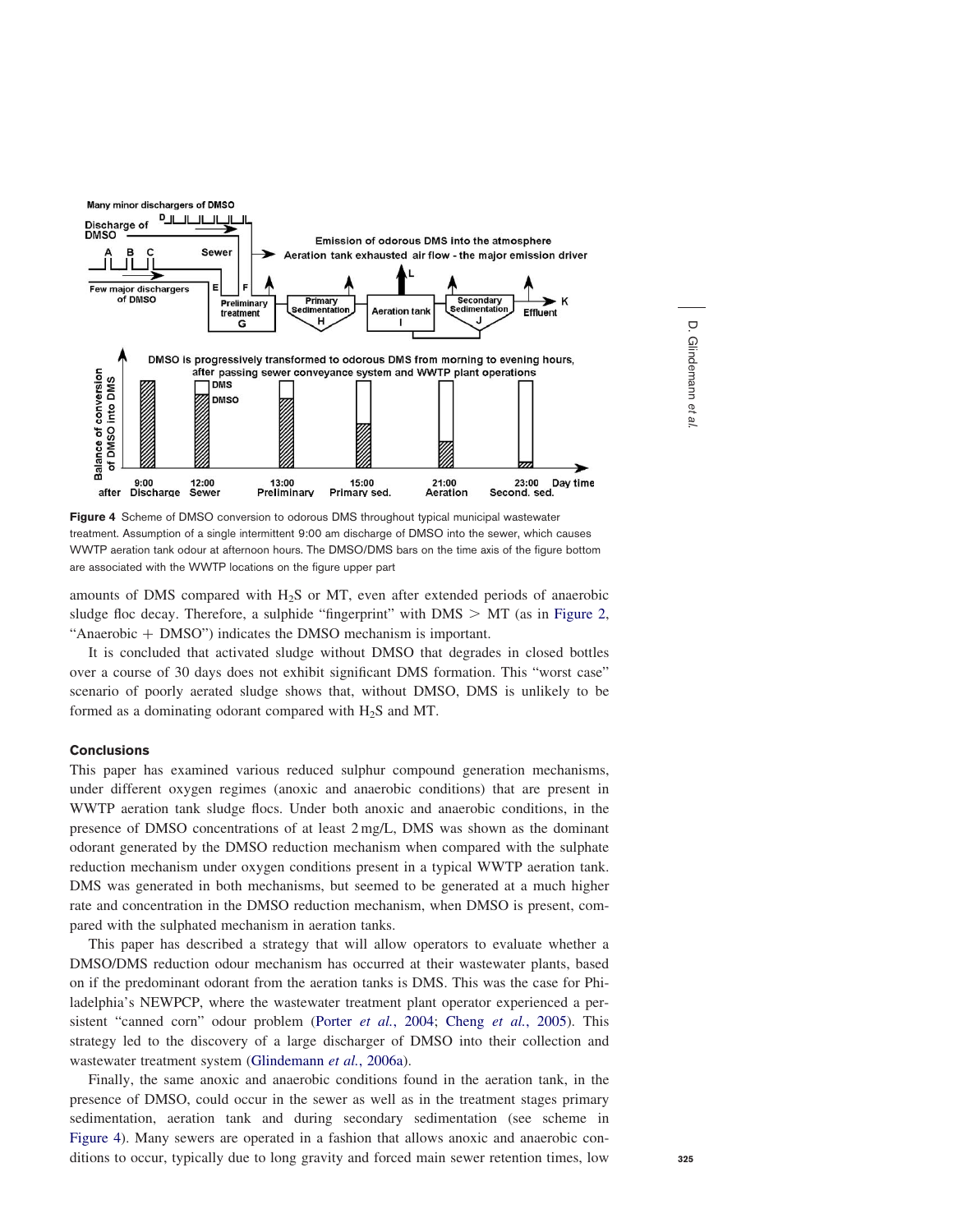Figure 4 Scheme of DMSO conversion to odorous DMS throughout typical municipal wastewater treatment. Assumption of a single intermittent 9:00 am discharge of DMSO into the sewer, which causes WWTP aeration tank odour at afternoon hours. The DMSO/DMS bars on the time axis of the figure bottom are associated with the WWTP locations on the figure upper part

amounts of DMS compared with $H_2S$ or MT, even after extended periods of anaerobic sludge floc decay. Therefore, a sulphide "fingerprint" with DMS > MT (as in Figure 2, "Anaerobic + DMSO") indicates the DMSO mechanism is important.

It is concluded that activated sludge without DMSO that degrades in closed bottles over a course of 30 days does not exhibit significant DMS formation. This "worst case" scenario of poorly aerated sludge shows that, without DMSO, DMS is unlikely to be formed as a dominating odorant compared with $H_2S$ and MT.

## Conclusions

This paper has examined various reduced sulphur compound generation mechanisms, under different oxygen regimes (anoxic and anaerobic conditions) that are present in WWTP aeration tank sludge flocs. Under both anoxic and anaerobic conditions, in the presence of DMSO concentrations of at least 2 mg/L, DMS was shown as the dominant odorant generated by the DMSO reduction mechanism when compared with the sulphate reduction mechanism under oxygen conditions present in a typical WWTP aeration tank. DMS was generated in both mechanisms, but seemed to be generated at a much higher rate and concentration in the DMSO reduction mechanism, when DMSO is present, compared with the sulphated mechanism in aeration tanks.

This paper has described a strategy that will allow operators to evaluate whether a DMSO/DMS reduction odour mechanism has occurred at their wastewater plants, based on if the predominant odorant from the aeration tanks is DMS. This was the case for Philadelphia's NEWPCP, where the wastewater treatment plant operator experienced a persistent "canned corn" odour problem (Porter *et al.*, 2004; Cheng *et al.*, 2005). This strategy led to the discovery of a large discharger of DMSO into their collection and wastewater treatment system (Glindemann *et al.*, 2006a).

Finally, the same anoxic and anaerobic conditions found in the aeration tank, in the presence of DMSO, could occur in the sewer as well as in the treatment stages primary sedimentation, aeration tank and during secondary sedimentation (see scheme in Figure 4). Many sewers are operated in a fashion that allows anoxic and anaerobic conditions to occur, typically due to long gravity and forced main sewer retention times, low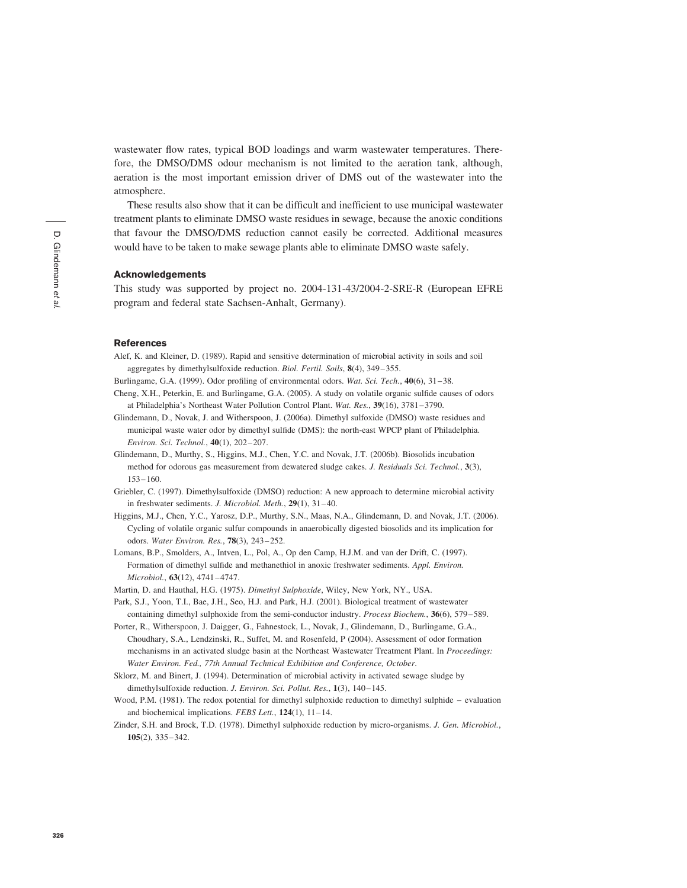wastewater flow rates, typical BOD loadings and warm wastewater temperatures. Therefore, the DMSO/DMS odour mechanism is not limited to the aeration tank, although, aeration is the most important emission driver of DMS out of the wastewater into the atmosphere.

These results also show that it can be difficult and inefficient to use municipal wastewater treatment plants to eliminate DMSO waste residues in sewage, because the anoxic conditions that favour the DMSO/DMS reduction cannot easily be corrected. Additional measures would have to be taken to make sewage plants able to eliminate DMSO waste safely.

## Acknowledgements

This study was supported by project no. 2004-131-43/2004-2-SRE-R (European EFRE program and federal state Sachsen-Anhalt, Germany).

## References

Alef, K. and Kleiner, D. (1989). Rapid and sensitive determination of microbial activity in soils and soil aggregates by dimethylsulfoxide reduction. *Biol. Fertil. Soils*, **8**(4), 349–355.

Burlingame, G.A. (1999). Odor profiling of environmental odors. *Wat. Sci. Tech.*, **40**(6), 31–38.

Cheng, X.H., Peterkin, E. and Burlingame, G.A. (2005). A study on volatile organic sulfide causes of odors at Philadelphia's Northeast Water Pollution Control Plant. *Wat. Res.*, **39**(16), 3781–3790.

Glindemann, D., Novak, J. and Witherspoon, J. (2006a). Dimethyl sulfoxide (DMSO) waste residues and municipal waste water odor by dimethyl sulfide (DMS): the north-east WPCP plant of Philadelphia. *Environ. Sci. Technol.*, **40**(1), 202–207.

Glindemann, D., Murthy, S., Higgins, M.J., Chen, Y.C. and Novak, J.T. (2006b). Biosolids incubation method for odorous gas measurement from dewatered sludge cakes. *J. Residuals Sci. Technol.*, **3**(3), 153–160.

Griebler, C. (1997). Dimethylsulfoxide (DMSO) reduction: A new approach to determine microbial activity in freshwater sediments. *J. Microbiol. Meth.*, **29**(1), 31–40.

Higgins, M.J., Chen, Y.C., Yarosz, D.P., Murthy, S.N., Maas, N.A., Glindemann, D. and Novak, J.T. (2006). Cycling of volatile organic sulfur compounds in anaerobically digested biosolids and its implication for odors. *Water Environ. Res.*, **78**(3), 243–252.

Lomans, B.P., Smolders, A., Intven, L., Pol, A., Op den Camp, H.J.M. and van der Drift, C. (1997). Formation of dimethyl sulfide and methanethiol in anoxic freshwater sediments. *Appl. Environ. Microbiol.*, **63**(12), 4741–4747.

Martin, D. and Hauthal, H.G. (1975). *Dimethyl Sulphoxide*, Wiley, New York, NY., USA.

Park, S.J., Yoon, T.I., Bae, J.H., Seo, H.J. and Park, H.J. (2001). Biological treatment of wastewater containing dimethyl sulphoxide from the semi-conductor industry. *Process Biochem.*, **36**(6), 579–589.

Porter, R., Witherspoon, J. Daigger, G., Fahnestock, L., Novak, J., Glindemann, D., Burlingame, G.A., Choudhary, S.A., Lendzinski, R., Suffet, M. and Rosenfeld, P (2004). Assessment of odor formation mechanisms in an activated sludge basin at the Northeast Wastewater Treatment Plant. In *Proceedings: Water Environ. Fed., 77th Annual Technical Exhibition and Conference, October*.

Sklorz, M. and Binert, J. (1994). Determination of microbial activity in activated sewage sludge by dimethylsulfoxide reduction. *J. Environ. Sci. Pollut. Res.*, **1**(3), 140–145.

Wood, P.M. (1981). The redox potential for dimethyl sulphoxide reduction to dimethyl sulphide – evaluation and biochemical implications. *FEBS Lett.*, **124**(1), 11–14.

Zinder, S.H. and Brock, T.D. (1978). Dimethyl sulphoxide reduction by micro-organisms. *J. Gen. Microbiol.*, **105**(2), 335–342.